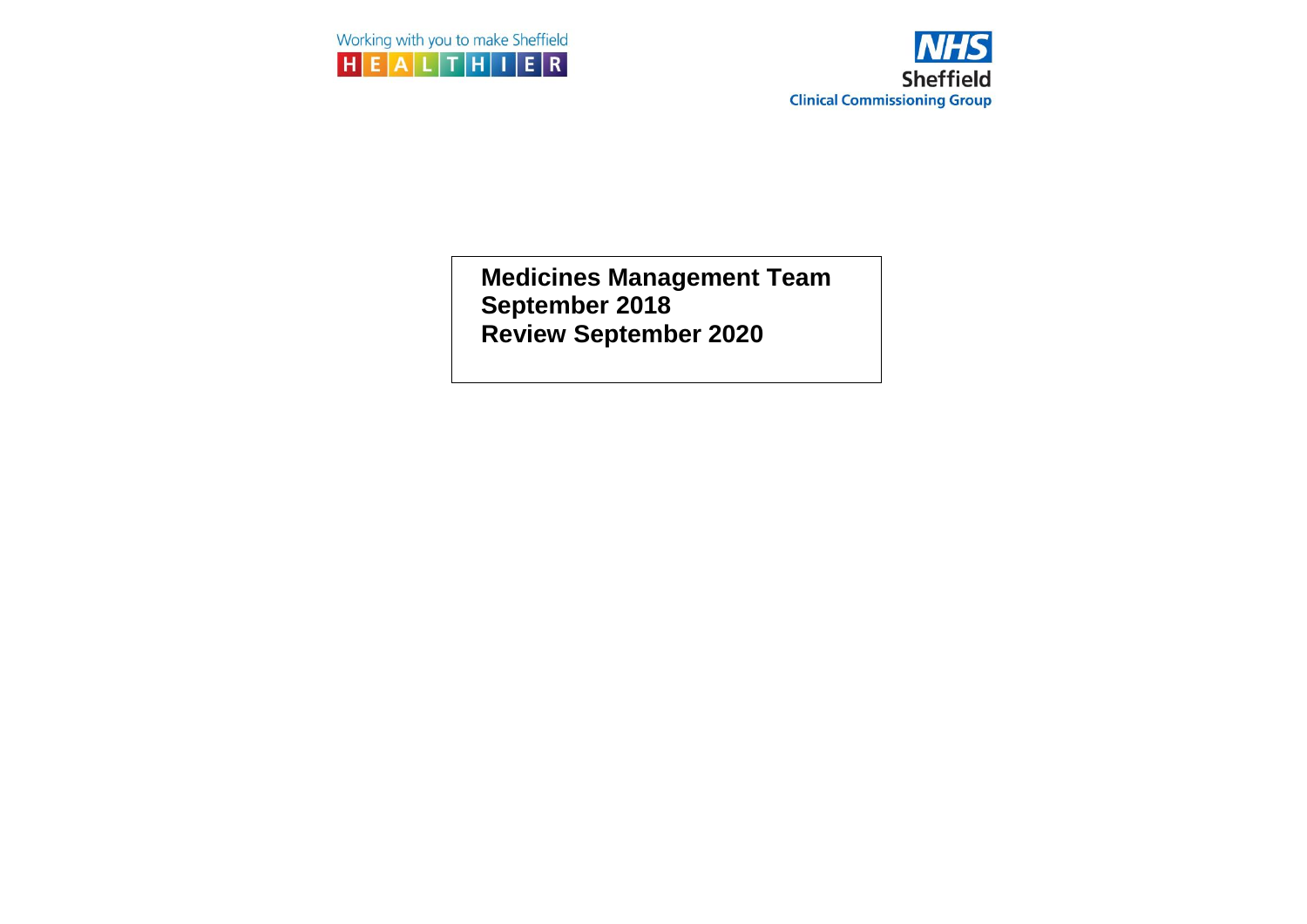Working with you to make Sheffield HEALTHIER

NHS Sheffield Clinical Commissioning Group

**Medicines Management Team**
**September 2018**
**Review September 2020**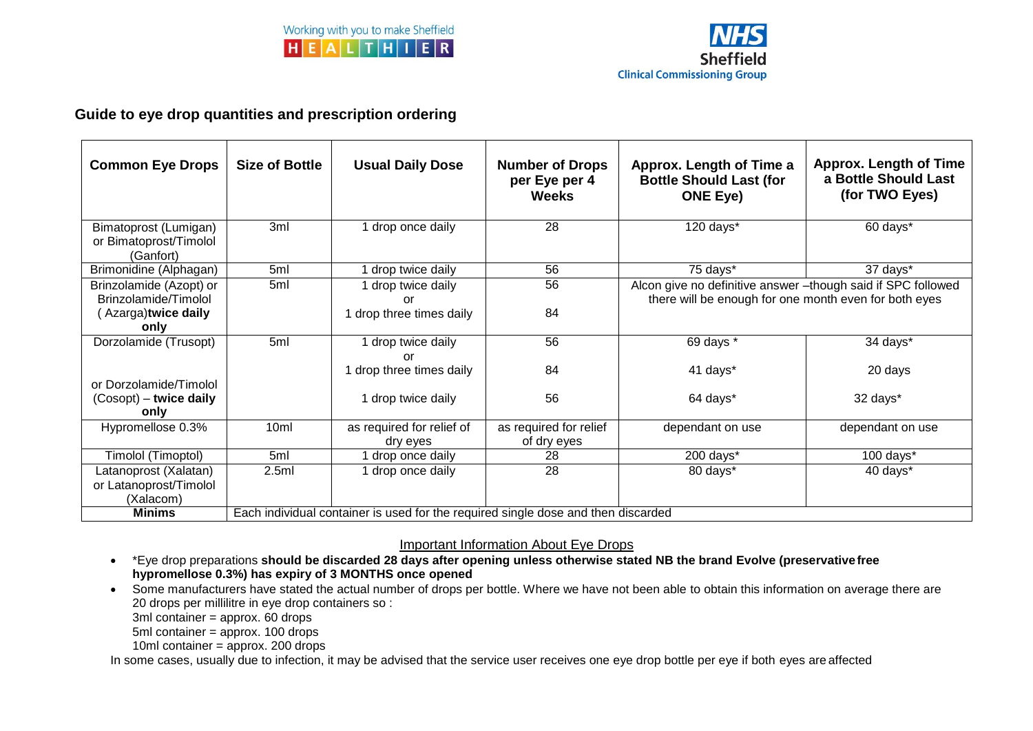## Guide to eye drop quantities and prescription ordering

| Common Eye Drops | Size of Bottle | Usual Daily Dose | Number of Drops per Eye per 4 Weeks | Approx. Length of Time a Bottle Should Last (for ONE Eye) | Approx. Length of Time a Bottle Should Last (for TWO Eyes) |
|---|---|---|---|---|---|
| Bimatoprost (Lumigan) or Bimatoprost/Timolol (Ganfort) | 3ml | 1 drop once daily | 28 | 120 days* | 60 days* |
| Brimonidine (Alphagan) | 5ml | 1 drop twice daily | 56 | 75 days* | 37 days* |
| Brinzolamide (Azopt) or Brinzolamide/Timolol ( Azarga)**twice daily only** | 5ml | 1 drop twice daily or 1 drop three times daily | 56<br>84 | Alcon give no definitive answer –though said if SPC followed there will be enough for one month even for both eyes | |
| Dorzolamide (Trusopt)<br><br>or Dorzolamide/Timolol (Cosopt) – **twice daily only** | 5ml | 1 drop twice daily or 1 drop three times daily<br><br>1 drop twice daily | 56<br>84<br>56 | 69 days *<br>41 days*<br>64 days* | 34 days*<br>20 days<br>32 days* |
| Hypromellose 0.3% | 10ml | as required for relief of dry eyes | as required for relief of dry eyes | dependant on use | dependant on use |
| Timolol (Timoptol) | 5ml | 1 drop once daily | 28 | 200 days* | 100 days* |
| Latanoprost (Xalatan) or Latanoprost/Timolol (Xalacom) | 2.5ml | 1 drop once daily | 28 | 80 days* | 40 days* |
| **Minims** | Each individual container is used for the required single dose and then discarded | | | | |

### Important Information About Eye Drops

- *Eye drop preparations **should be discarded 28 days after opening unless otherwise stated NB the brand Evolve (preservative free hypromellose 0.3%) has expiry of 3 MONTHS once opened**
- Some manufacturers have stated the actual number of drops per bottle. Where we have not been able to obtain this information on average there are 20 drops per millilitre in eye drop containers so :
  3ml container = approx. 60 drops
  5ml container = approx. 100 drops
  10ml container = approx. 200 drops

In some cases, usually due to infection, it may be advised that the service user receives one eye drop bottle per eye if both eyes are affected